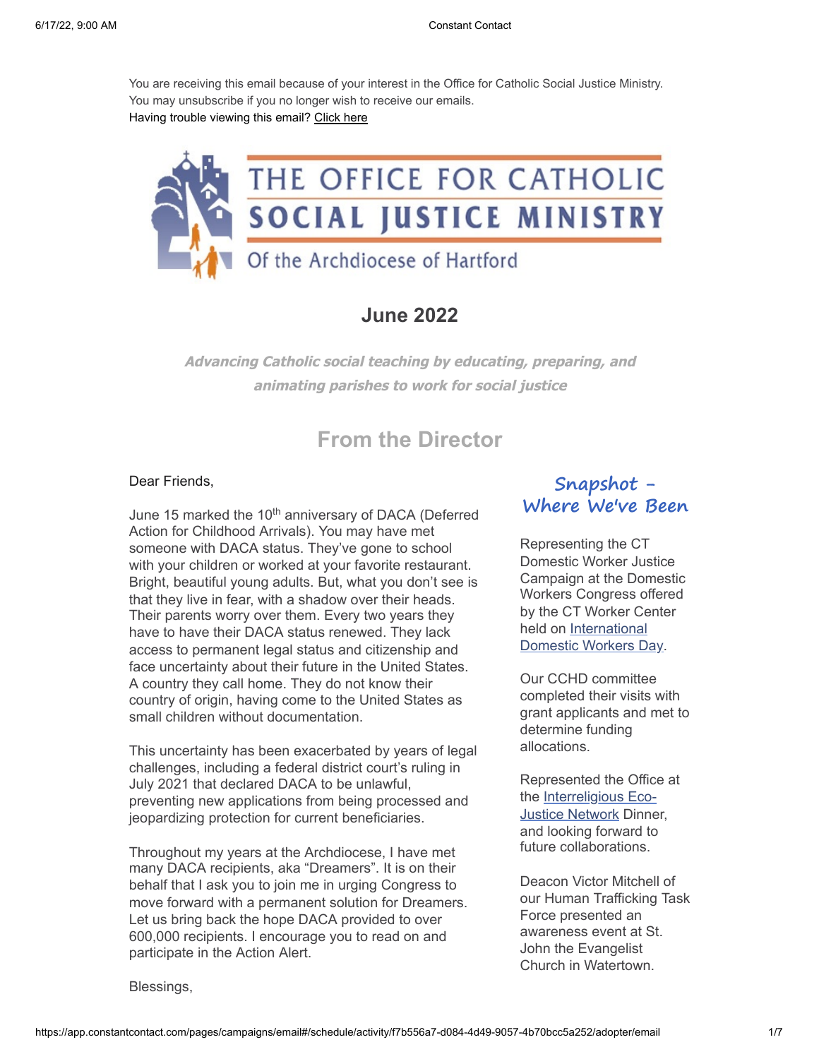You are receiving this email because of your interest in the Office for Catholic Social Justice Ministry. You may unsubscribe if you no longer wish to receive our emails.
Having trouble viewing this email? [Click here]

# THE OFFICE FOR CATHOLIC SOCIAL JUSTICE MINISTRY

Of the Archdiocese of Hartford

## June 2022

***Advancing Catholic social teaching by educating, preparing, and animating parishes to work for social justice***

## From the Director

Dear Friends,

June 15 marked the 10th anniversary of DACA (Deferred Action for Childhood Arrivals). You may have met someone with DACA status. They've gone to school with your children or worked at your favorite restaurant. Bright, beautiful young adults. But, what you don't see is that they live in fear, with a shadow over their heads. Their parents worry over them. Every two years they have to have their DACA status renewed. They lack access to permanent legal status and citizenship and face uncertainty about their future in the United States. A country they call home. They do not know their country of origin, having come to the United States as small children without documentation.

This uncertainty has been exacerbated by years of legal challenges, including a federal district court's ruling in July 2021 that declared DACA to be unlawful, preventing new applications from being processed and jeopardizing protection for current beneficiaries.

Throughout my years at the Archdiocese, I have met many DACA recipients, aka "Dreamers". It is on their behalf that I ask you to join me in urging Congress to move forward with a permanent solution for Dreamers. Let us bring back the hope DACA provided to over 600,000 recipients. I encourage you to read on and participate in the Action Alert.

Blessings,

### Snapshot - Where We've Been

Representing the CT Domestic Worker Justice Campaign at the Domestic Workers Congress offered by the CT Worker Center held on International Domestic Workers Day.

Our CCHD committee completed their visits with grant applicants and met to determine funding allocations.

Represented the Office at the Interreligious Eco-Justice Network Dinner, and looking forward to future collaborations.

Deacon Victor Mitchell of our Human Trafficking Task Force presented an awareness event at St. John the Evangelist Church in Watertown.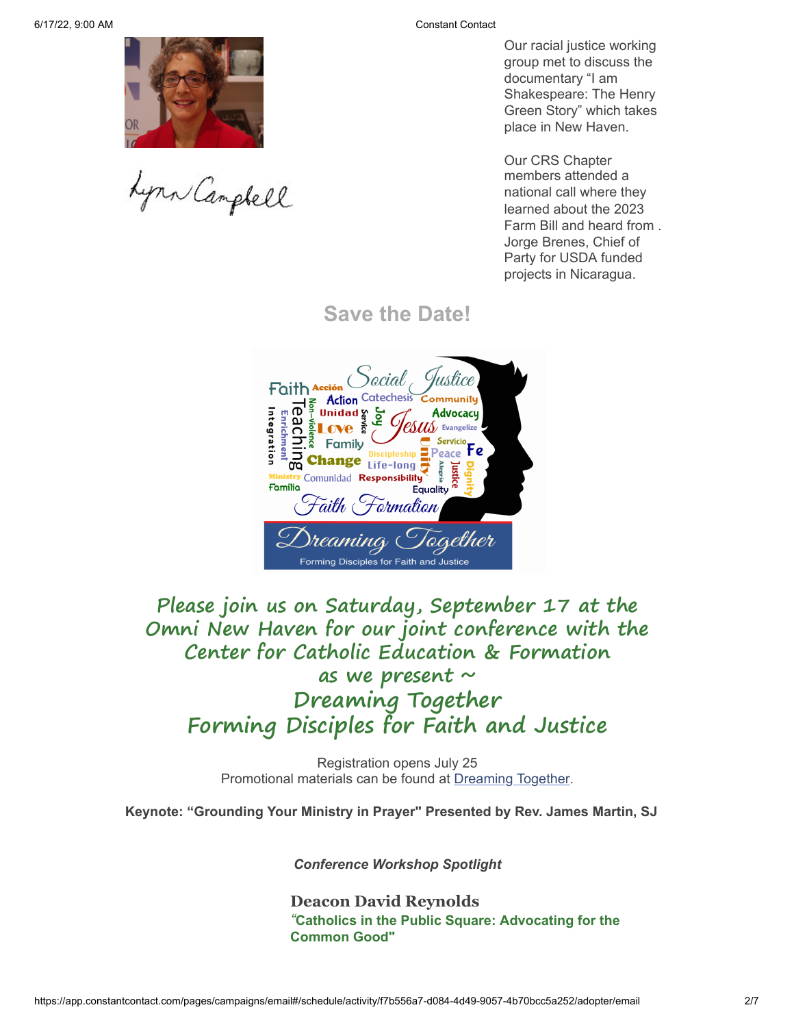Lynn Campbell

Our racial justice working group met to discuss the documentary "I am Shakespeare: The Henry Green Story" which takes place in New Haven.

Our CRS Chapter members attended a national call where they learned about the 2023 Farm Bill and heard from . Jorge Brenes, Chief of Party for USDA funded projects in Nicaragua.

## Save the Date!

**Please join us on Saturday, September 17 at the Omni New Haven for our joint conference with the Center for Catholic Education & Formation as we present ~ Dreaming Together Forming Disciples for Faith and Justice**

Registration opens July 25
Promotional materials can be found at Dreaming Together.

**Keynote: "Grounding Your Ministry in Prayer" Presented by Rev. James Martin, SJ**

***Conference Workshop Spotlight***

**Deacon David Reynolds**
**"Catholics in the Public Square: Advocating for the Common Good"**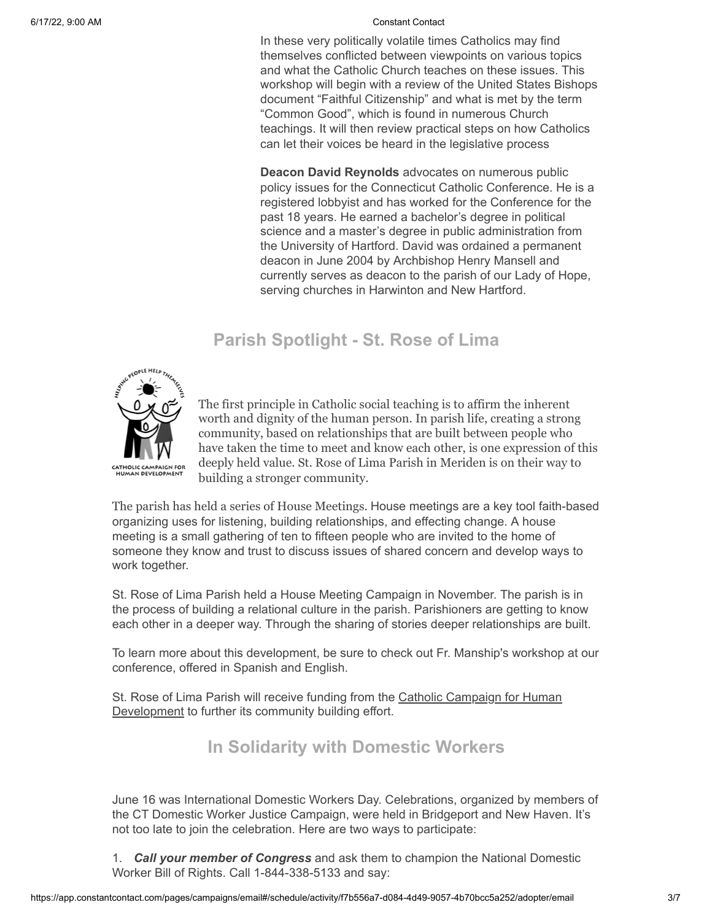In these very politically volatile times Catholics may find themselves conflicted between viewpoints on various topics and what the Catholic Church teaches on these issues. This workshop will begin with a review of the United States Bishops document "Faithful Citizenship" and what is met by the term "Common Good", which is found in numerous Church teachings. It will then review practical steps on how Catholics can let their voices be heard in the legislative process

**Deacon David Reynolds** advocates on numerous public policy issues for the Connecticut Catholic Conference. He is a registered lobbyist and has worked for the Conference for the past 18 years. He earned a bachelor's degree in political science and a master's degree in public administration from the University of Hartford. David was ordained a permanent deacon in June 2004 by Archbishop Henry Mansell and currently serves as deacon to the parish of our Lady of Hope, serving churches in Harwinton and New Hartford.

## Parish Spotlight - St. Rose of Lima

The first principle in Catholic social teaching is to affirm the inherent worth and dignity of the human person. In parish life, creating a strong community, based on relationships that are built between people who have taken the time to meet and know each other, is one expression of this deeply held value. St. Rose of Lima Parish in Meriden is on their way to building a stronger community.

The parish has held a series of House Meetings. House meetings are a key tool faith-based organizing uses for listening, building relationships, and effecting change. A house meeting is a small gathering of ten to fifteen people who are invited to the home of someone they know and trust to discuss issues of shared concern and develop ways to work together.

St. Rose of Lima Parish held a House Meeting Campaign in November. The parish is in the process of building a relational culture in the parish. Parishioners are getting to know each other in a deeper way. Through the sharing of stories deeper relationships are built.

To learn more about this development, be sure to check out Fr. Manship's workshop at our conference, offered in Spanish and English.

St. Rose of Lima Parish will receive funding from the Catholic Campaign for Human Development to further its community building effort.

## In Solidarity with Domestic Workers

June 16 was International Domestic Workers Day. Celebrations, organized by members of the CT Domestic Worker Justice Campaign, were held in Bridgeport and New Haven. It's not too late to join the celebration. Here are two ways to participate:

1. ***Call your member of Congress*** and ask them to champion the National Domestic Worker Bill of Rights. Call 1-844-338-5133 and say: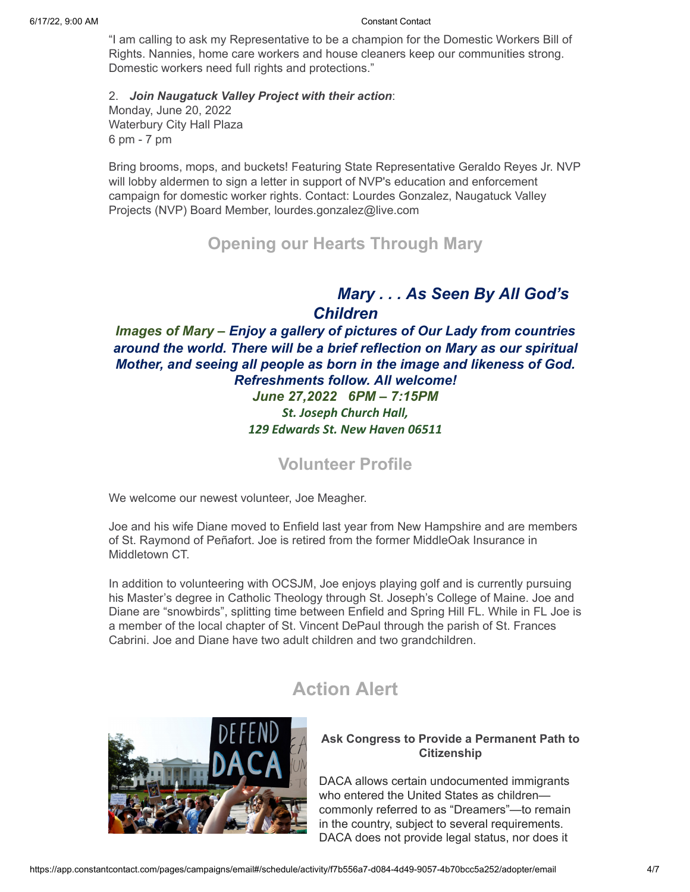"I am calling to ask my Representative to be a champion for the Domestic Workers Bill of Rights. Nannies, home care workers and house cleaners keep our communities strong. Domestic workers need full rights and protections."

2. ***Join Naugatuck Valley Project with their action***:
Monday, June 20, 2022
Waterbury City Hall Plaza
6 pm - 7 pm

Bring brooms, mops, and buckets! Featuring State Representative Geraldo Reyes Jr. NVP will lobby aldermen to sign a letter in support of NVP's education and enforcement campaign for domestic worker rights. Contact: Lourdes Gonzalez, Naugatuck Valley Projects (NVP) Board Member, lourdes.gonzalez@live.com

## Opening our Hearts Through Mary

***Mary . . . As Seen By All God's Children***

***Images of Mary – Enjoy a gallery of pictures of Our Lady from countries around the world. There will be a brief reflection on Mary as our spiritual Mother, and seeing all people as born in the image and likeness of God. Refreshments follow. All welcome!***

***June 27,2022 6PM – 7:15PM***

***St. Joseph Church Hall,***
***129 Edwards St. New Haven 06511***

## Volunteer Profile

We welcome our newest volunteer, Joe Meagher.

Joe and his wife Diane moved to Enfield last year from New Hampshire and are members of St. Raymond of Peñafort. Joe is retired from the former MiddleOak Insurance in Middletown CT.

In addition to volunteering with OCSJM, Joe enjoys playing golf and is currently pursuing his Master's degree in Catholic Theology through St. Joseph's College of Maine. Joe and Diane are "snowbirds", splitting time between Enfield and Spring Hill FL. While in FL Joe is a member of the local chapter of St. Vincent DePaul through the parish of St. Frances Cabrini. Joe and Diane have two adult children and two grandchildren.

## Action Alert

### Ask Congress to Provide a Permanent Path to Citizenship

DACA allows certain undocumented immigrants who entered the United States as children—commonly referred to as "Dreamers"—to remain in the country, subject to several requirements. DACA does not provide legal status, nor does it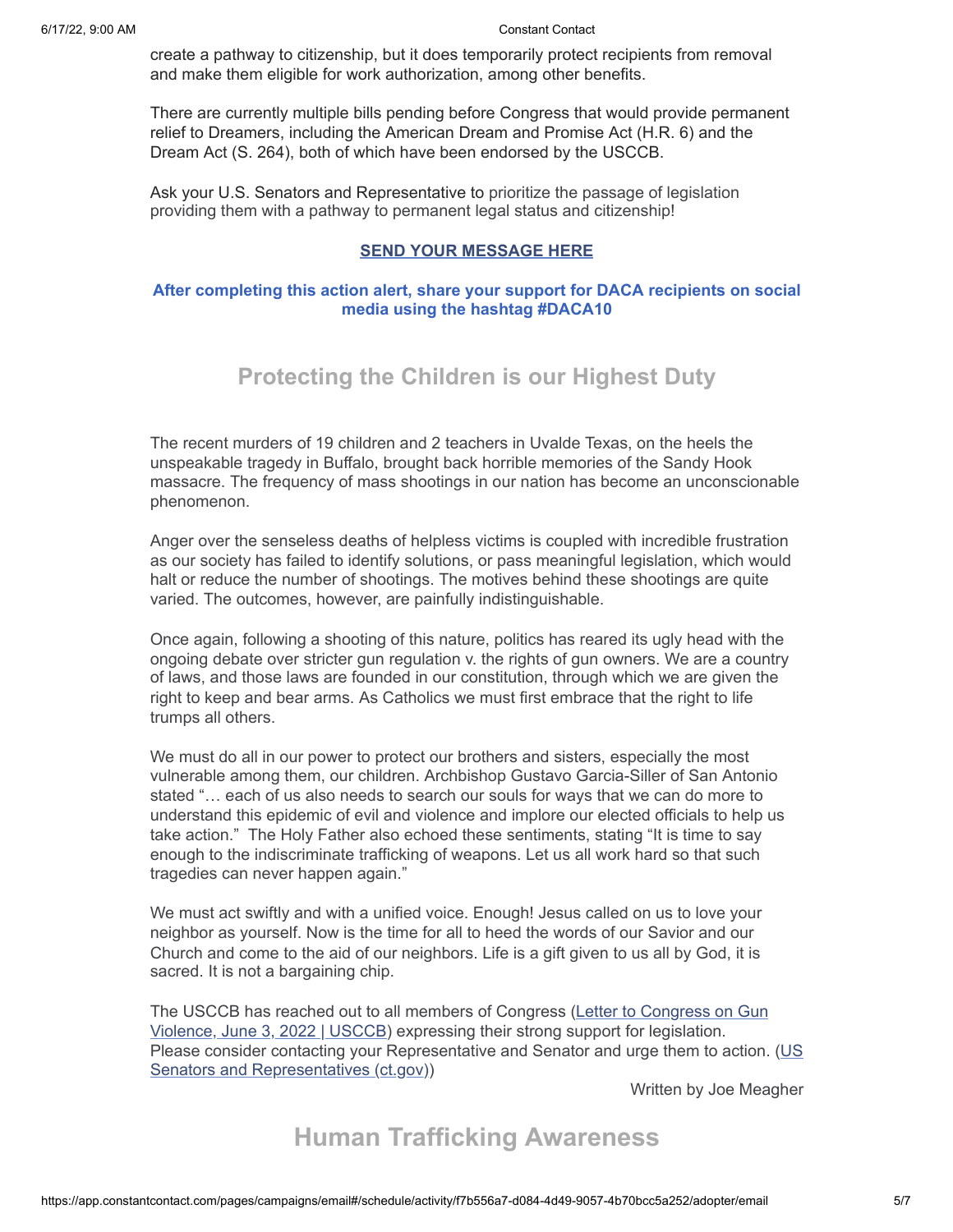create a pathway to citizenship, but it does temporarily protect recipients from removal and make them eligible for work authorization, among other benefits.

There are currently multiple bills pending before Congress that would provide permanent relief to Dreamers, including the American Dream and Promise Act (H.R. 6) and the Dream Act (S. 264), both of which have been endorsed by the USCCB.

Ask your U.S. Senators and Representative to prioritize the passage of legislation providing them with a pathway to permanent legal status and citizenship!

**SEND YOUR MESSAGE HERE**

**After completing this action alert, share your support for DACA recipients on social media using the hashtag #DACA10**

## Protecting the Children is our Highest Duty

The recent murders of 19 children and 2 teachers in Uvalde Texas, on the heels the unspeakable tragedy in Buffalo, brought back horrible memories of the Sandy Hook massacre. The frequency of mass shootings in our nation has become an unconscionable phenomenon.

Anger over the senseless deaths of helpless victims is coupled with incredible frustration as our society has failed to identify solutions, or pass meaningful legislation, which would halt or reduce the number of shootings. The motives behind these shootings are quite varied. The outcomes, however, are painfully indistinguishable.

Once again, following a shooting of this nature, politics has reared its ugly head with the ongoing debate over stricter gun regulation v. the rights of gun owners. We are a country of laws, and those laws are founded in our constitution, through which we are given the right to keep and bear arms. As Catholics we must first embrace that the right to life trumps all others.

We must do all in our power to protect our brothers and sisters, especially the most vulnerable among them, our children. Archbishop Gustavo Garcia-Siller of San Antonio stated "… each of us also needs to search our souls for ways that we can do more to understand this epidemic of evil and violence and implore our elected officials to help us take action." The Holy Father also echoed these sentiments, stating "It is time to say enough to the indiscriminate trafficking of weapons. Let us all work hard so that such tragedies can never happen again."

We must act swiftly and with a unified voice. Enough! Jesus called on us to love your neighbor as yourself. Now is the time for all to heed the words of our Savior and our Church and come to the aid of our neighbors. Life is a gift given to us all by God, it is sacred. It is not a bargaining chip.

The USCCB has reached out to all members of Congress (Letter to Congress on Gun Violence, June 3, 2022 | USCCB) expressing their strong support for legislation. Please consider contacting your Representative and Senator and urge them to action. (US Senators and Representatives (ct.gov))

Written by Joe Meagher

## Human Trafficking Awareness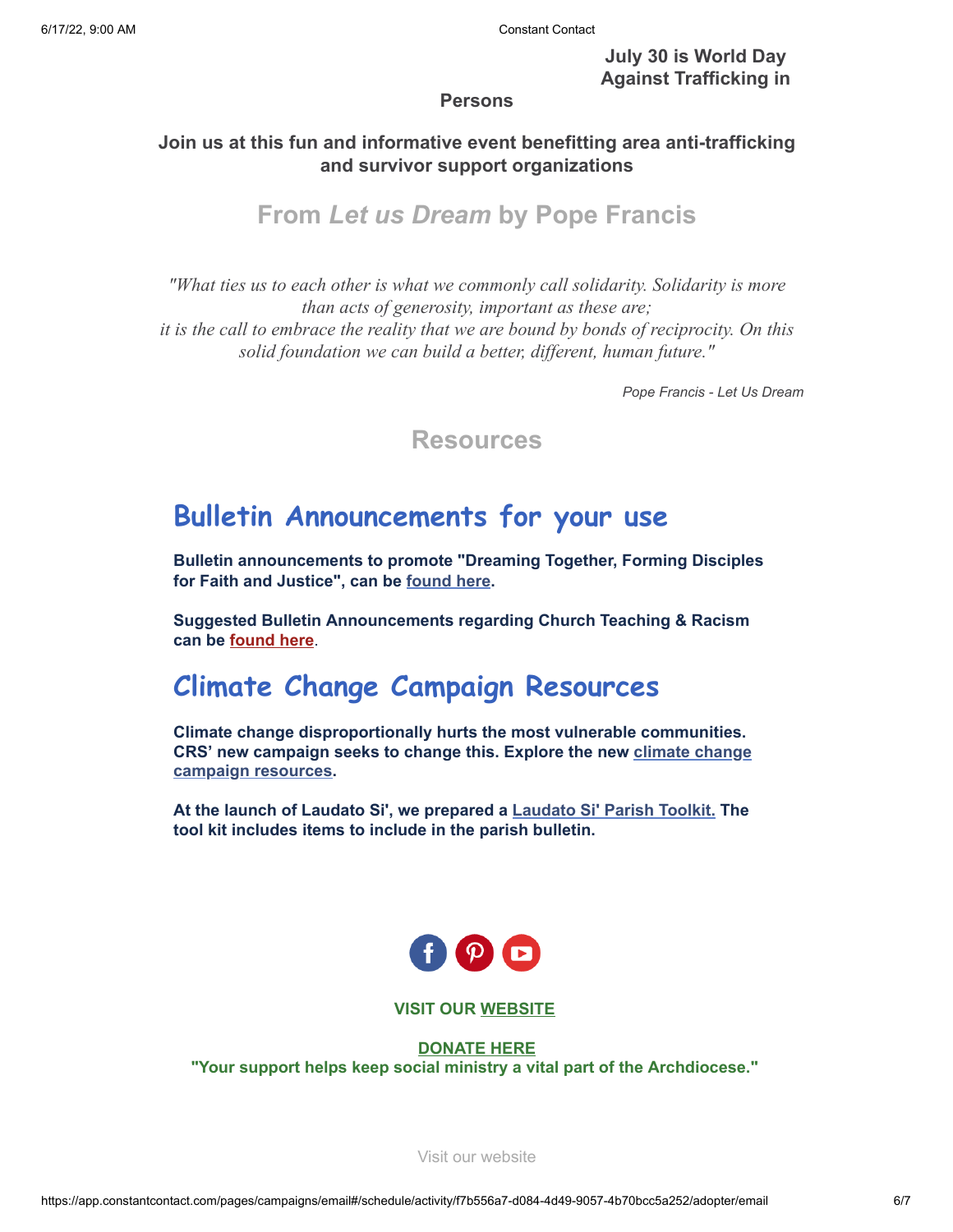**July 30 is World Day Against Trafficking in Persons**

**Join us at this fun and informative event benefitting area anti-trafficking and survivor support organizations**

## From *Let us Dream* by Pope Francis

*"What ties us to each other is what we commonly call solidarity. Solidarity is more than acts of generosity, important as these are;*
*it is the call to embrace the reality that we are bound by bonds of reciprocity. On this solid foundation we can build a better, different, human future."*

*Pope Francis - Let Us Dream*

## Resources

# Bulletin Announcements for your use

**Bulletin announcements to promote "Dreaming Together, Forming Disciples for Faith and Justice", can be found here.**

**Suggested Bulletin Announcements regarding Church Teaching & Racism can be found here.**

# Climate Change Campaign Resources

**Climate change disproportionally hurts the most vulnerable communities. CRS' new campaign seeks to change this. Explore the new climate change campaign resources.**

**At the launch of Laudato Si', we prepared a Laudato Si' Parish Toolkit. The tool kit includes items to include in the parish bulletin.**

**VISIT OUR WEBSITE**

**DONATE HERE**
**"Your support helps keep social ministry a vital part of the Archdiocese."**

Visit our website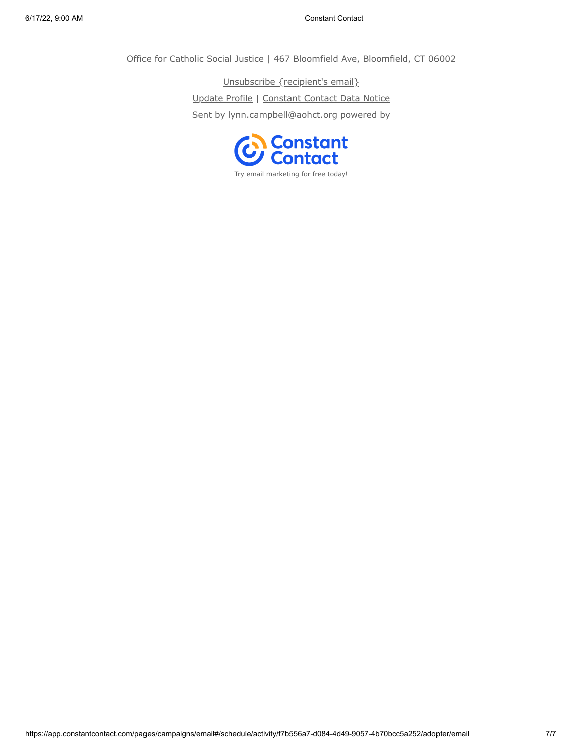Office for Catholic Social Justice | 467 Bloomfield Ave, Bloomfield, CT 06002

Unsubscribe {recipient's email}

Update Profile | Constant Contact Data Notice

Sent by lynn.campbell@aohct.org powered by

Constant Contact

Try email marketing for free today!